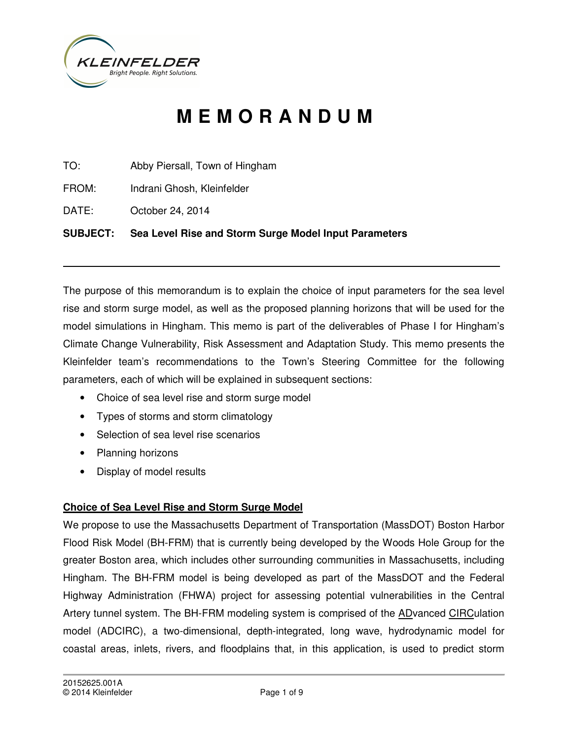# MEMORANDUM

TO: Abby Piersall, Town of Hingham

FROM: Indrani Ghosh, Kleinfelder

DATE: October 24, 2014

**SUBJECT: Sea Level Rise and Storm Surge Model Input Parameters**

---

The purpose of this memorandum is to explain the choice of input parameters for the sea level rise and storm surge model, as well as the proposed planning horizons that will be used for the model simulations in Hingham. This memo is part of the deliverables of Phase I for Hingham's Climate Change Vulnerability, Risk Assessment and Adaptation Study. This memo presents the Kleinfelder team's recommendations to the Town's Steering Committee for the following parameters, each of which will be explained in subsequent sections:

- Choice of sea level rise and storm surge model
- Types of storms and storm climatology
- Selection of sea level rise scenarios
- Planning horizons
- Display of model results

## Choice of Sea Level Rise and Storm Surge Model

We propose to use the Massachusetts Department of Transportation (MassDOT) Boston Harbor Flood Risk Model (BH-FRM) that is currently being developed by the Woods Hole Group for the greater Boston area, which includes other surrounding communities in Massachusetts, including Hingham. The BH-FRM model is being developed as part of the MassDOT and the Federal Highway Administration (FHWA) project for assessing potential vulnerabilities in the Central Artery tunnel system. The BH-FRM modeling system is comprised of the ADvanced CIRCulation model (ADCIRC), a two-dimensional, depth-integrated, long wave, hydrodynamic model for coastal areas, inlets, rivers, and floodplains that, in this application, is used to predict storm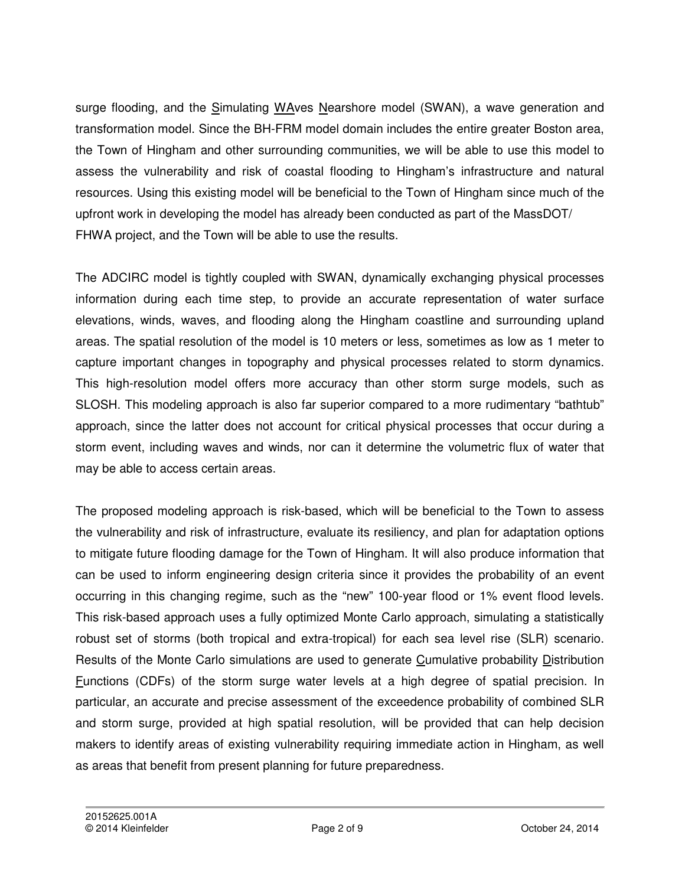surge flooding, and the Simulating WAves Nearshore model (SWAN), a wave generation and transformation model. Since the BH-FRM model domain includes the entire greater Boston area, the Town of Hingham and other surrounding communities, we will be able to use this model to assess the vulnerability and risk of coastal flooding to Hingham's infrastructure and natural resources. Using this existing model will be beneficial to the Town of Hingham since much of the upfront work in developing the model has already been conducted as part of the MassDOT/ FHWA project, and the Town will be able to use the results.

The ADCIRC model is tightly coupled with SWAN, dynamically exchanging physical processes information during each time step, to provide an accurate representation of water surface elevations, winds, waves, and flooding along the Hingham coastline and surrounding upland areas. The spatial resolution of the model is 10 meters or less, sometimes as low as 1 meter to capture important changes in topography and physical processes related to storm dynamics. This high-resolution model offers more accuracy than other storm surge models, such as SLOSH. This modeling approach is also far superior compared to a more rudimentary "bathtub" approach, since the latter does not account for critical physical processes that occur during a storm event, including waves and winds, nor can it determine the volumetric flux of water that may be able to access certain areas.

The proposed modeling approach is risk-based, which will be beneficial to the Town to assess the vulnerability and risk of infrastructure, evaluate its resiliency, and plan for adaptation options to mitigate future flooding damage for the Town of Hingham. It will also produce information that can be used to inform engineering design criteria since it provides the probability of an event occurring in this changing regime, such as the "new" 100-year flood or 1% event flood levels. This risk-based approach uses a fully optimized Monte Carlo approach, simulating a statistically robust set of storms (both tropical and extra-tropical) for each sea level rise (SLR) scenario. Results of the Monte Carlo simulations are used to generate Cumulative probability Distribution Functions (CDFs) of the storm surge water levels at a high degree of spatial precision. In particular, an accurate and precise assessment of the exceedence probability of combined SLR and storm surge, provided at high spatial resolution, will be provided that can help decision makers to identify areas of existing vulnerability requiring immediate action in Hingham, as well as areas that benefit from present planning for future preparedness.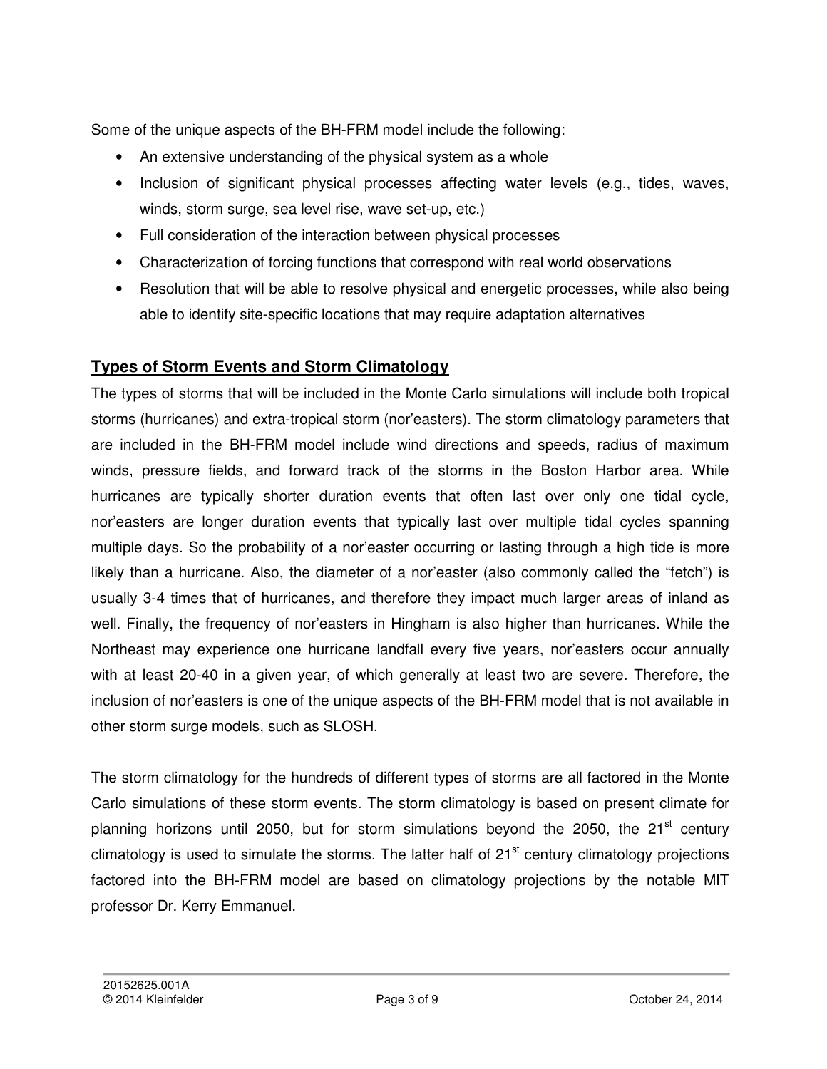Some of the unique aspects of the BH-FRM model include the following:

- An extensive understanding of the physical system as a whole
- Inclusion of significant physical processes affecting water levels (e.g., tides, waves, winds, storm surge, sea level rise, wave set-up, etc.)
- Full consideration of the interaction between physical processes
- Characterization of forcing functions that correspond with real world observations
- Resolution that will be able to resolve physical and energetic processes, while also being able to identify site-specific locations that may require adaptation alternatives

## Types of Storm Events and Storm Climatology

The types of storms that will be included in the Monte Carlo simulations will include both tropical storms (hurricanes) and extra-tropical storm (nor'easters). The storm climatology parameters that are included in the BH-FRM model include wind directions and speeds, radius of maximum winds, pressure fields, and forward track of the storms in the Boston Harbor area. While hurricanes are typically shorter duration events that often last over only one tidal cycle, nor'easters are longer duration events that typically last over multiple tidal cycles spanning multiple days. So the probability of a nor'easter occurring or lasting through a high tide is more likely than a hurricane. Also, the diameter of a nor'easter (also commonly called the "fetch") is usually 3-4 times that of hurricanes, and therefore they impact much larger areas of inland as well. Finally, the frequency of nor'easters in Hingham is also higher than hurricanes. While the Northeast may experience one hurricane landfall every five years, nor'easters occur annually with at least 20-40 in a given year, of which generally at least two are severe. Therefore, the inclusion of nor'easters is one of the unique aspects of the BH-FRM model that is not available in other storm surge models, such as SLOSH.

The storm climatology for the hundreds of different types of storms are all factored in the Monte Carlo simulations of these storm events. The storm climatology is based on present climate for planning horizons until 2050, but for storm simulations beyond the 2050, the 21st century climatology is used to simulate the storms. The latter half of 21st century climatology projections factored into the BH-FRM model are based on climatology projections by the notable MIT professor Dr. Kerry Emmanuel.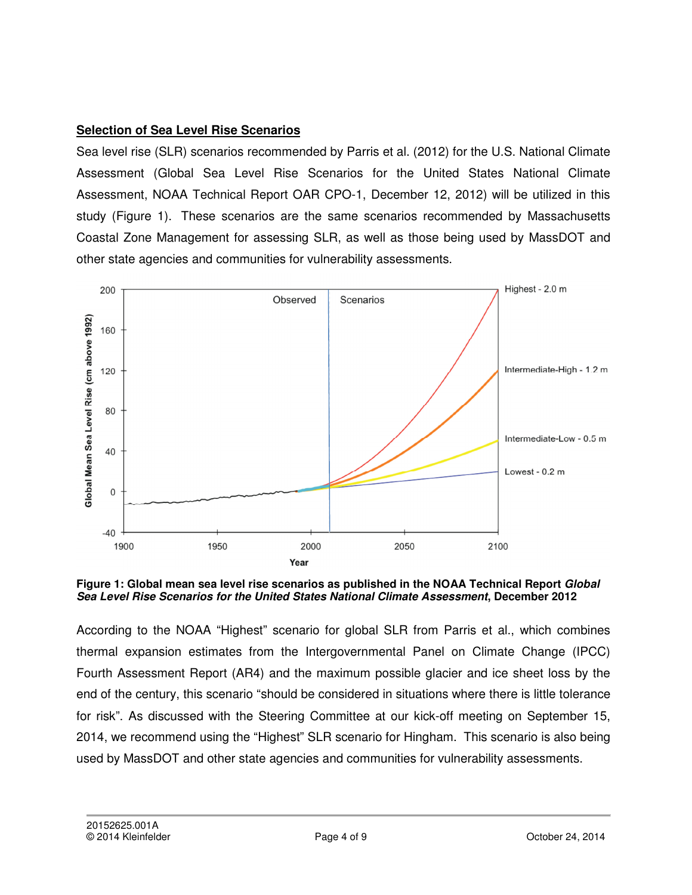## Selection of Sea Level Rise Scenarios

Sea level rise (SLR) scenarios recommended by Parris et al. (2012) for the U.S. National Climate Assessment (Global Sea Level Rise Scenarios for the United States National Climate Assessment, NOAA Technical Report OAR CPO-1, December 12, 2012) will be utilized in this study (Figure 1). These scenarios are the same scenarios recommended by Massachusetts Coastal Zone Management for assessing SLR, as well as those being used by MassDOT and other state agencies and communities for vulnerability assessments.

**Figure 1: Global mean sea level rise scenarios as published in the NOAA Technical Report *Global Sea Level Rise Scenarios for the United States National Climate Assessment*, December 2012**

According to the NOAA "Highest" scenario for global SLR from Parris et al., which combines thermal expansion estimates from the Intergovernmental Panel on Climate Change (IPCC) Fourth Assessment Report (AR4) and the maximum possible glacier and ice sheet loss by the end of the century, this scenario "should be considered in situations where there is little tolerance for risk". As discussed with the Steering Committee at our kick-off meeting on September 15, 2014, we recommend using the "Highest" SLR scenario for Hingham. This scenario is also being used by MassDOT and other state agencies and communities for vulnerability assessments.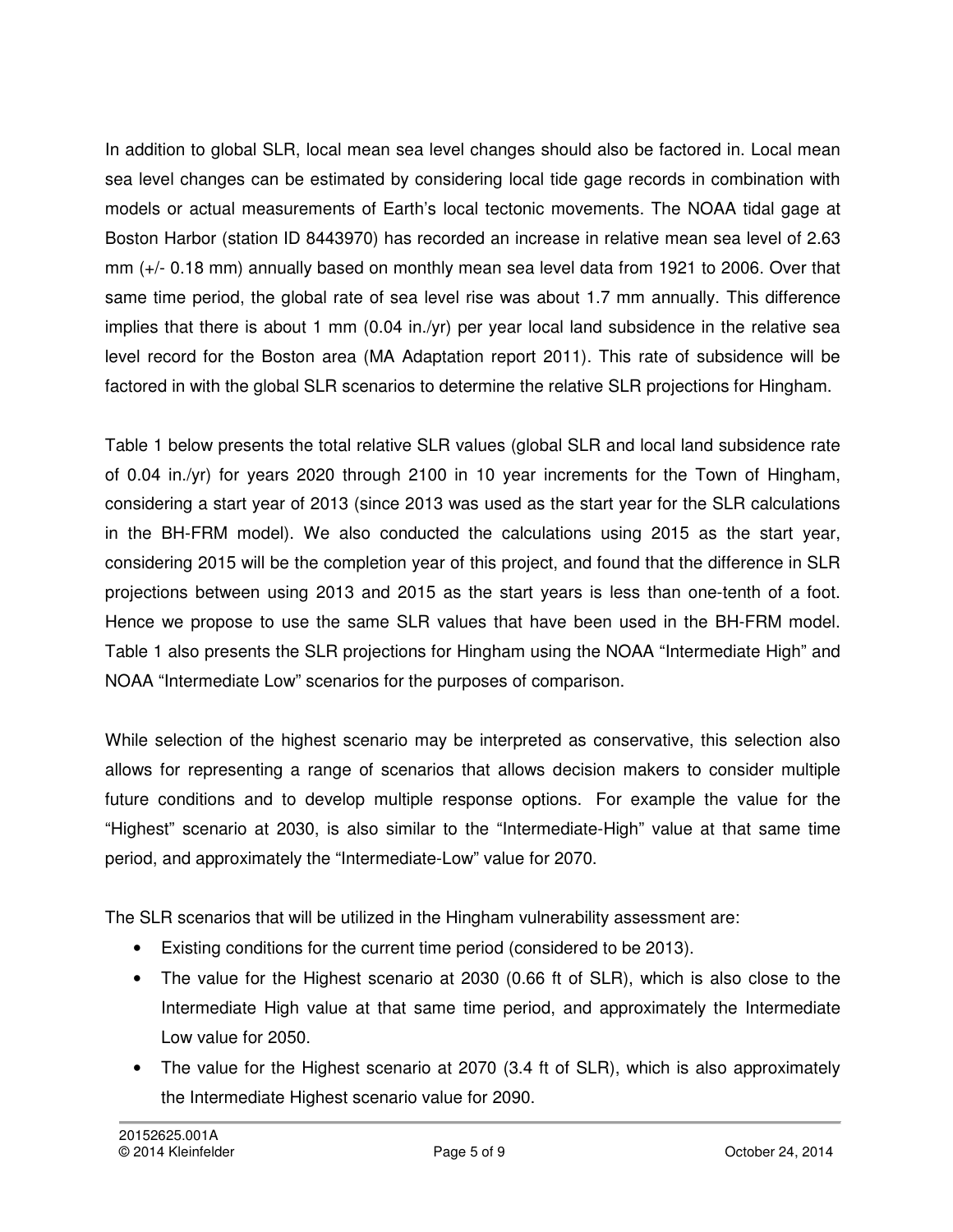In addition to global SLR, local mean sea level changes should also be factored in. Local mean sea level changes can be estimated by considering local tide gage records in combination with models or actual measurements of Earth's local tectonic movements. The NOAA tidal gage at Boston Harbor (station ID 8443970) has recorded an increase in relative mean sea level of 2.63 mm (+/- 0.18 mm) annually based on monthly mean sea level data from 1921 to 2006. Over that same time period, the global rate of sea level rise was about 1.7 mm annually. This difference implies that there is about 1 mm (0.04 in./yr) per year local land subsidence in the relative sea level record for the Boston area (MA Adaptation report 2011). This rate of subsidence will be factored in with the global SLR scenarios to determine the relative SLR projections for Hingham.

Table 1 below presents the total relative SLR values (global SLR and local land subsidence rate of 0.04 in./yr) for years 2020 through 2100 in 10 year increments for the Town of Hingham, considering a start year of 2013 (since 2013 was used as the start year for the SLR calculations in the BH-FRM model). We also conducted the calculations using 2015 as the start year, considering 2015 will be the completion year of this project, and found that the difference in SLR projections between using 2013 and 2015 as the start years is less than one-tenth of a foot. Hence we propose to use the same SLR values that have been used in the BH-FRM model. Table 1 also presents the SLR projections for Hingham using the NOAA "Intermediate High" and NOAA "Intermediate Low" scenarios for the purposes of comparison.

While selection of the highest scenario may be interpreted as conservative, this selection also allows for representing a range of scenarios that allows decision makers to consider multiple future conditions and to develop multiple response options. For example the value for the "Highest" scenario at 2030, is also similar to the "Intermediate-High" value at that same time period, and approximately the "Intermediate-Low" value for 2070.

The SLR scenarios that will be utilized in the Hingham vulnerability assessment are:

- Existing conditions for the current time period (considered to be 2013).
- The value for the Highest scenario at 2030 (0.66 ft of SLR), which is also close to the Intermediate High value at that same time period, and approximately the Intermediate Low value for 2050.
- The value for the Highest scenario at 2070 (3.4 ft of SLR), which is also approximately the Intermediate Highest scenario value for 2090.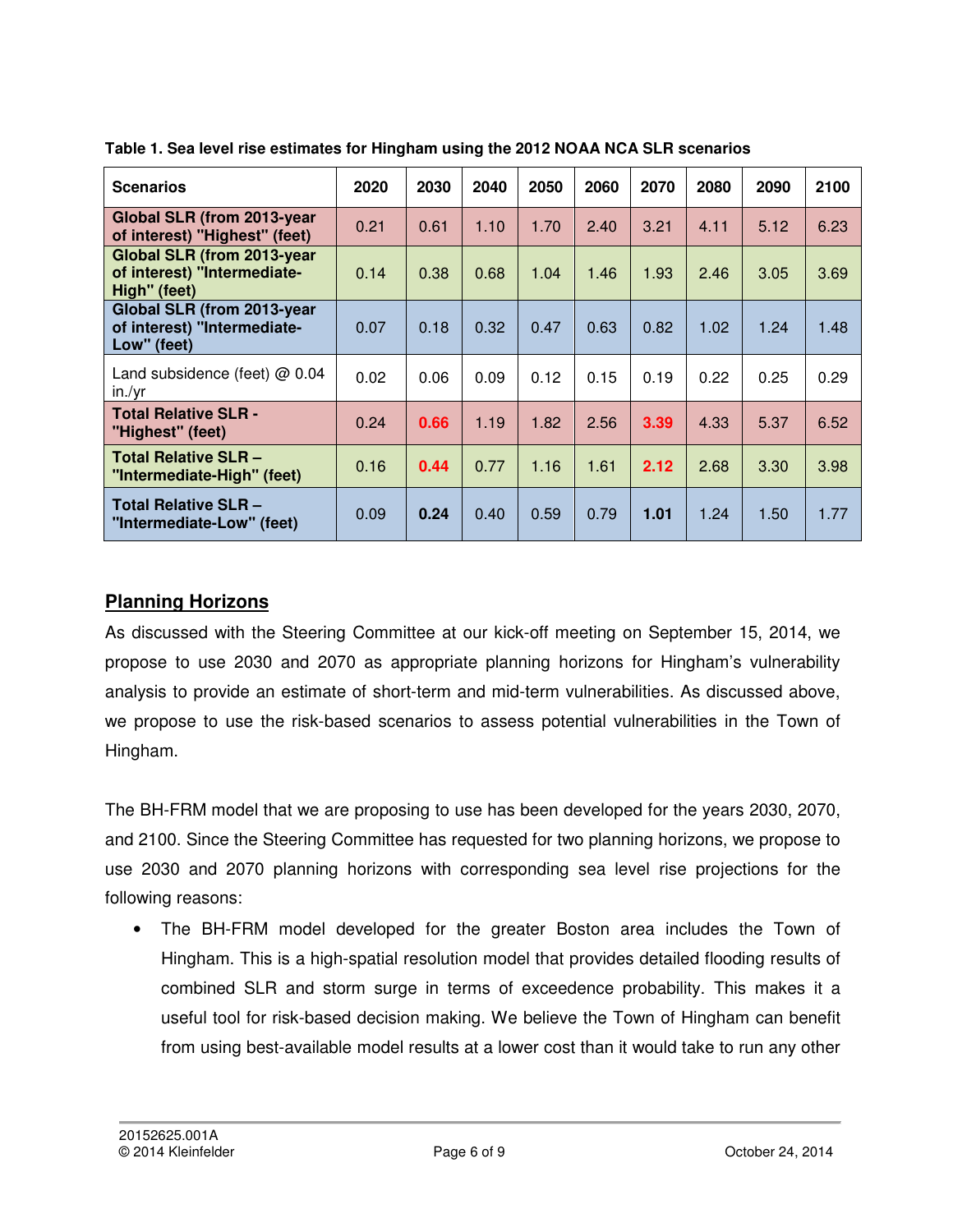**Table 1. Sea level rise estimates for Hingham using the 2012 NOAA NCA SLR scenarios**

| Scenarios | 2020 | 2030 | 2040 | 2050 | 2060 | 2070 | 2080 | 2090 | 2100 |
|---|---|---|---|---|---|---|---|---|---|
| **Global SLR (from 2013-year of interest) "Highest" (feet)** | 0.21 | 0.61 | 1.10 | 1.70 | 2.40 | 3.21 | 4.11 | 5.12 | 6.23 |
| **Global SLR (from 2013-year of interest) "Intermediate-High" (feet)** | 0.14 | 0.38 | 0.68 | 1.04 | 1.46 | 1.93 | 2.46 | 3.05 | 3.69 |
| **Global SLR (from 2013-year of interest) "Intermediate-Low" (feet)** | 0.07 | 0.18 | 0.32 | 0.47 | 0.63 | 0.82 | 1.02 | 1.24 | 1.48 |
| Land subsidence (feet) @ 0.04 in./yr | 0.02 | 0.06 | 0.09 | 0.12 | 0.15 | 0.19 | 0.22 | 0.25 | 0.29 |
| **Total Relative SLR - "Highest" (feet)** | 0.24 | **0.66** | 1.19 | 1.82 | 2.56 | **3.39** | 4.33 | 5.37 | 6.52 |
| **Total Relative SLR – "Intermediate-High" (feet)** | 0.16 | **0.44** | 0.77 | 1.16 | 1.61 | **2.12** | 2.68 | 3.30 | 3.98 |
| **Total Relative SLR – "Intermediate-Low" (feet)** | 0.09 | **0.24** | 0.40 | 0.59 | 0.79 | **1.01** | 1.24 | 1.50 | 1.77 |

## Planning Horizons

As discussed with the Steering Committee at our kick-off meeting on September 15, 2014, we propose to use 2030 and 2070 as appropriate planning horizons for Hingham's vulnerability analysis to provide an estimate of short-term and mid-term vulnerabilities. As discussed above, we propose to use the risk-based scenarios to assess potential vulnerabilities in the Town of Hingham.

The BH-FRM model that we are proposing to use has been developed for the years 2030, 2070, and 2100. Since the Steering Committee has requested for two planning horizons, we propose to use 2030 and 2070 planning horizons with corresponding sea level rise projections for the following reasons:

- The BH-FRM model developed for the greater Boston area includes the Town of Hingham. This is a high-spatial resolution model that provides detailed flooding results of combined SLR and storm surge in terms of exceedence probability. This makes it a useful tool for risk-based decision making. We believe the Town of Hingham can benefit from using best-available model results at a lower cost than it would take to run any other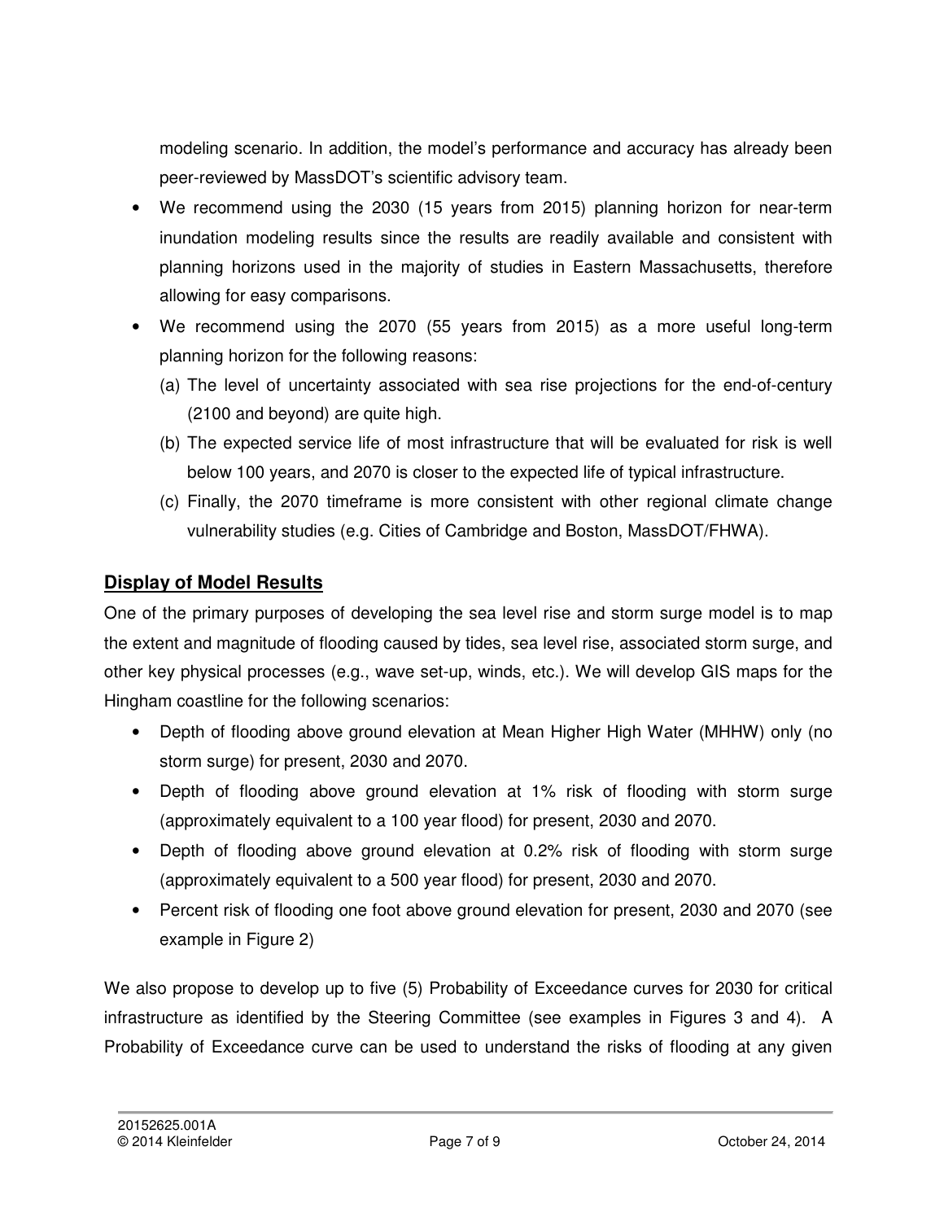modeling scenario. In addition, the model's performance and accuracy has already been peer-reviewed by MassDOT's scientific advisory team.

- We recommend using the 2030 (15 years from 2015) planning horizon for near-term inundation modeling results since the results are readily available and consistent with planning horizons used in the majority of studies in Eastern Massachusetts, therefore allowing for easy comparisons.
- We recommend using the 2070 (55 years from 2015) as a more useful long-term planning horizon for the following reasons:
  - (a) The level of uncertainty associated with sea rise projections for the end-of-century (2100 and beyond) are quite high.
  - (b) The expected service life of most infrastructure that will be evaluated for risk is well below 100 years, and 2070 is closer to the expected life of typical infrastructure.
  - (c) Finally, the 2070 timeframe is more consistent with other regional climate change vulnerability studies (e.g. Cities of Cambridge and Boston, MassDOT/FHWA).

## **Display of Model Results**

One of the primary purposes of developing the sea level rise and storm surge model is to map the extent and magnitude of flooding caused by tides, sea level rise, associated storm surge, and other key physical processes (e.g., wave set-up, winds, etc.). We will develop GIS maps for the Hingham coastline for the following scenarios:

- Depth of flooding above ground elevation at Mean Higher High Water (MHHW) only (no storm surge) for present, 2030 and 2070.
- Depth of flooding above ground elevation at 1% risk of flooding with storm surge (approximately equivalent to a 100 year flood) for present, 2030 and 2070.
- Depth of flooding above ground elevation at 0.2% risk of flooding with storm surge (approximately equivalent to a 500 year flood) for present, 2030 and 2070.
- Percent risk of flooding one foot above ground elevation for present, 2030 and 2070 (see example in Figure 2)

We also propose to develop up to five (5) Probability of Exceedance curves for 2030 for critical infrastructure as identified by the Steering Committee (see examples in Figures 3 and 4). A Probability of Exceedance curve can be used to understand the risks of flooding at any given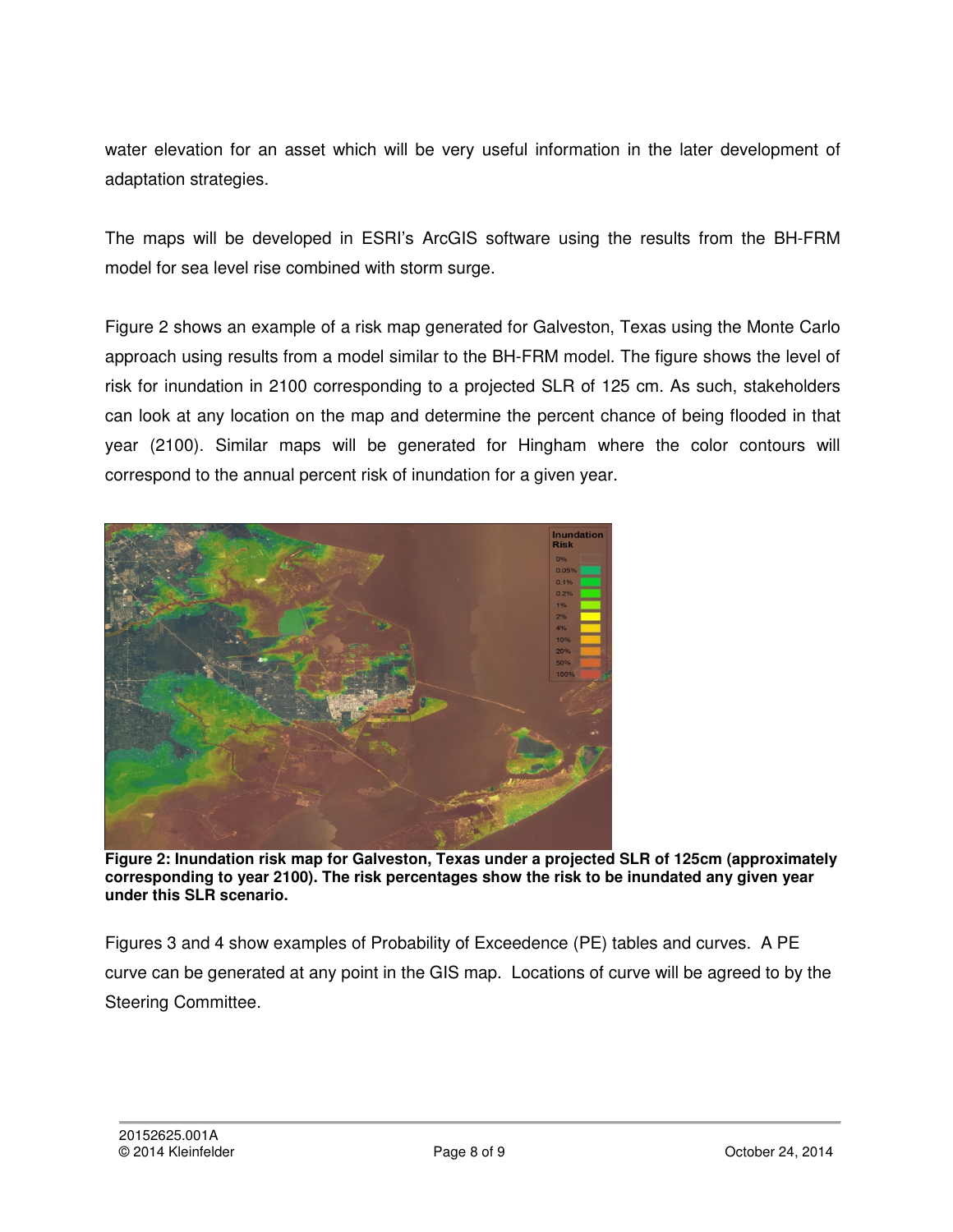water elevation for an asset which will be very useful information in the later development of adaptation strategies.

The maps will be developed in ESRI's ArcGIS software using the results from the BH-FRM model for sea level rise combined with storm surge.

Figure 2 shows an example of a risk map generated for Galveston, Texas using the Monte Carlo approach using results from a model similar to the BH-FRM model. The figure shows the level of risk for inundation in 2100 corresponding to a projected SLR of 125 cm. As such, stakeholders can look at any location on the map and determine the percent chance of being flooded in that year (2100). Similar maps will be generated for Hingham where the color contours will correspond to the annual percent risk of inundation for a given year.

**Figure 2: Inundation risk map for Galveston, Texas under a projected SLR of 125cm (approximately corresponding to year 2100). The risk percentages show the risk to be inundated any given year under this SLR scenario.**

Figures 3 and 4 show examples of Probability of Exceedence (PE) tables and curves. A PE curve can be generated at any point in the GIS map. Locations of curve will be agreed to by the Steering Committee.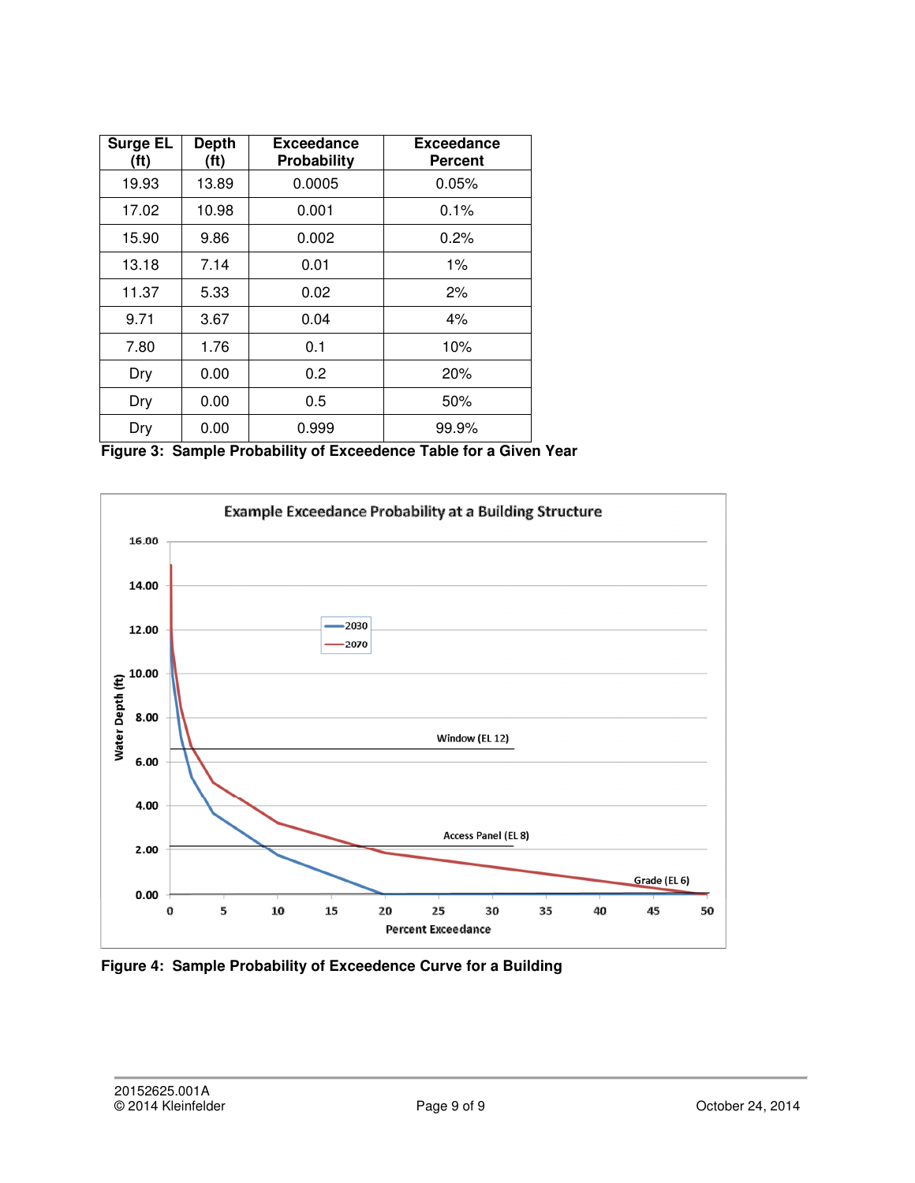| Surge EL (ft) | Depth (ft) | Exceedance Probability | Exceedance Percent |
|---|---|---|---|
| 19.93 | 13.89 | 0.0005 | 0.05% |
| 17.02 | 10.98 | 0.001 | 0.1% |
| 15.90 | 9.86 | 0.002 | 0.2% |
| 13.18 | 7.14 | 0.01 | 1% |
| 11.37 | 5.33 | 0.02 | 2% |
| 9.71 | 3.67 | 0.04 | 4% |
| 7.80 | 1.76 | 0.1 | 10% |
| Dry | 0.00 | 0.2 | 20% |
| Dry | 0.00 | 0.5 | 50% |
| Dry | 0.00 | 0.999 | 99.9% |

**Figure 3: Sample Probability of Exceedence Table for a Given Year**

Example Exceedance Probability at a Building Structure

Water Depth (ft)

16.00
14.00
12.00
10.00
8.00
6.00
4.00
2.00
0.00

0 5 10 15 20 25 30 35 40 45 50

Percent Exceedance

2030
2070

Window (EL 12)
Access Panel (EL 8)
Grade (EL 6)

**Figure 4: Sample Probability of Exceedence Curve for a Building**